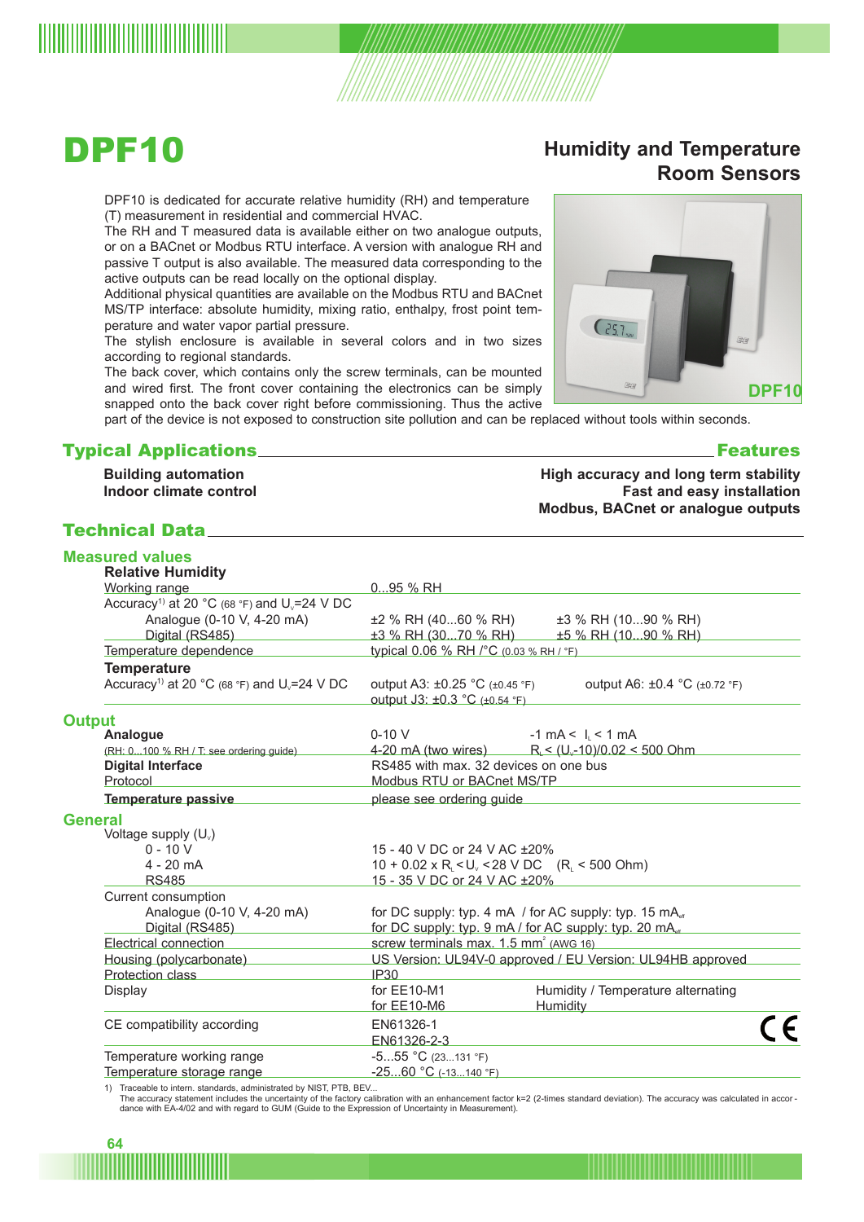# DPF10

## Humidity and Temperature Room Sensors

DPF10 is dedicated for accurate relative humidity (RH) and temperature (T) measurement in residential and commercial HVAC.

The RH and T measured data is available either on two analogue outputs, or on a BACnet or Modbus RTU interface. A version with analogue RH and passive T output is also available. The measured data corresponding to the active outputs can be read locally on the optional display.

Additional physical quantities are available on the Modbus RTU and BACnet MS/TP interface: absolute humidity, mixing ratio, enthalpy, frost point temperature and water vapor partial pressure.

The stylish enclosure is available in several colors and in two sizes according to regional standards.

The back cover, which contains only the screw terminals, can be mounted and wired first. The front cover containing the electronics can be simply snapped onto the back cover right before commissioning. Thus the active part of the device is not exposed to construction site pollution and can be replaced without tools within seconds.

## Typical Applications

**Building automation**
**Indoor climate control**

## Features

**High accuracy and long term stability**
**Fast and easy installation**
**Modbus, BACnet or analogue outputs**

## Technical Data

### Measured values

**Relative Humidity**

| | | |
|---|---|---|
| Working range | 0...95 % RH | |
| Accuracy[1] at 20 °C (68 °F) and $U_v$=24 V DC | | |
| Analogue (0-10 V, 4-20 mA) | ±2 % RH (40...60 % RH) | ±3 % RH (10...90 % RH) |
| Digital (RS485) | ±3 % RH (30...70 % RH) | ±5 % RH (10...90 % RH) |
| Temperature dependence | typical 0.06 % RH /°C (0.03 % RH / °F) | |

**Temperature**

| | | |
|---|---|---|
| Accuracy[1] at 20 °C (68 °F) and $U_v$=24 V DC | output A3: ±0.25 °C (±0.45 °F) | output A6: ±0.4 °C (±0.72 °F) |
| | output J3: ±0.3 °C (±0.54 °F) | |

### Output

| | | |
|---|---|---|
| **Analogue** | 0-10 V | -1 mA < $I_L$ < 1 mA |
| (RH: 0...100 % RH / T: see ordering guide) | 4-20 mA (two wires) | $R_L$ < ($U_v$-10)/0.02 < 500 Ohm |
| **Digital Interface** | RS485 with max. 32 devices on one bus | |
| Protocol | Modbus RTU or BACnet MS/TP | |
| **Temperature passive** | please see ordering guide | |

### General

| | | |
|---|---|---|
| Voltage supply ($U_v$) | | |
| 0 - 10 V | 15 - 40 V DC or 24 V AC ±20% | |
| 4 - 20 mA | 10 + 0.02 x $R_L$ < $U_v$ < 28 V DC (${R_L}$ < 500 Ohm) | |
| RS485 | 15 - 35 V DC or 24 V AC ±20% | |
| Current consumption | | |
| Analogue (0-10 V, 4-20 mA) | for DC supply: typ. 4 mA / for AC supply: typ. 15 $mA_{eff}$ | |
| Digital (RS485) | for DC supply: typ. 9 mA / for AC supply: typ. 20 $mA_{eff}$ | |
| Electrical connection | screw terminals max. 1.5 mm² (AWG 16) | |
| Housing (polycarbonate) | US Version: UL94V-0 approved / EU Version: UL94HB approved | |
| Protection class | IP30 | |
| Display | for EE10-M1 | Humidity / Temperature alternating |
| | for EE10-M6 | Humidity |
| CE compatibility according | EN61326-1 | CE |
| | EN61326-2-3 | |
| Temperature working range | -5...55 °C (23...131 °F) | |
| Temperature storage range | -25...60 °C (-13...140 °F) | |

1) Traceable to intern. standards, administrated by NIST, PTB, BEV...
The accuracy statement includes the uncertainty of the factory calibration with an enhancement factor k=2 (2-times standard deviation). The accuracy was calculated in accordance with EA-4/02 and with regard to GUM (Guide to the Expression of Uncertainty in Measurement).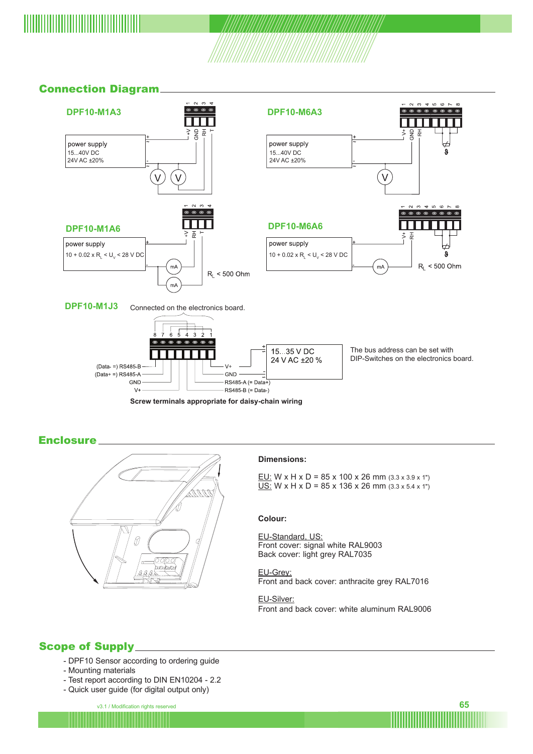## Connection Diagram

### DPF10-M1A3

1 2 3 4

+V GND RH T

power supply
15...40V DC
24V AC ±20%

+ ~
- ~

V V

### DPF10-M6A3

1 2 3 4 5 6 7 8

V+ GND RH

power supply
15...40V DC
24V AC ±20%

V

### DPF10-M1A6

1 2 3 4

+V RH T

power supply
10 + 0.02 x $R_L$ < $U_V$ < 28 V DC

mA
mA

$R_L$ < 500 Ohm

### DPF10-M6A6

1 2 3 4 5 6 7 8

V+ RH

power supply
10 + 0.02 x $R_L$ < $U_V$ < 28 V DC

mA

$R_L$ < 500 Ohm

### DPF10-M1J3

Connected on the electronics board.

8 7 6 5 4 3 2 1

(Data- =) RS485-B
(Data+ =) RS485-A
GND
V+

V+
GND
RS485-A (= Data+)
RS485-B (= Data-)

15...35 V DC
24 V AC ±20 %

The bus address can be set with DIP-Switches on the electronics board.

**Screw terminals appropriate for daisy-chain wiring**

## Enclosure

**Dimensions:**

EU: W x H x D = 85 x 100 x 26 mm (3.3 x 3.9 x 1")
US: W x H x D = 85 x 136 x 26 mm (3.3 x 5.4 x 1")

**Colour:**

EU-Standard, US:
Front cover: signal white RAL9003
Back cover: light grey RAL7035

EU-Grey:
Front and back cover: anthracite grey RAL7016

EU-Silver:
Front and back cover: white aluminum RAL9006

## Scope of Supply

- DPF10 Sensor according to ordering guide
- Mounting materials
- Test report according to DIN EN10204 - 2.2
- Quick user guide (for digital output only)

v3.1 / Modification rights reserved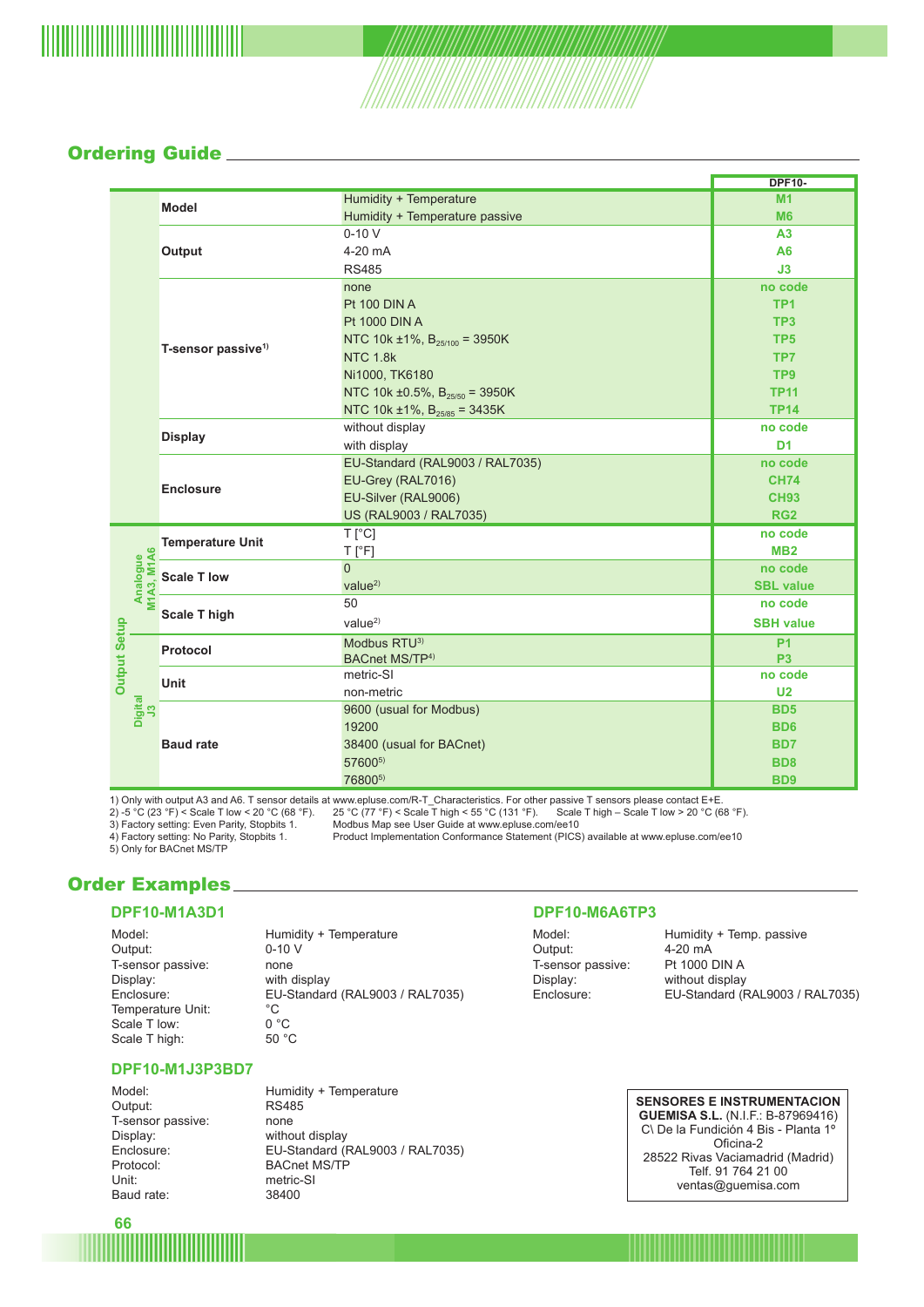## Ordering Guide

| | | | DPF10- |
|---|---|---|---|
| | Model | Humidity + Temperature | M1 |
| | | Humidity + Temperature passive | M6 |
| | Output | 0-10 V | A3 |
| | | 4-20 mA | A6 |
| | | RS485 | J3 |
| | T-sensor passive[1] | none | no code |
| | | Pt 100 DIN A | TP1 |
| | | Pt 1000 DIN A | TP3 |
| | | NTC 10k ±1%, $B_{25/100}$ = 3950K | TP5 |
| | | NTC 1.8k | TP7 |
| | | Ni1000, TK6180 | TP9 |
| | | NTC 10k ±0.5%, $B_{25/50}$ = 3950K | TP11 |
| | | NTC 10k ±1%, $B_{25/85}$ = 3435K | TP14 |
| | Display | without display | no code |
| | | with display | D1 |
| | Enclosure | EU-Standard (RAL9003 / RAL7035) | no code |
| | | EU-Grey (RAL7016) | CH74 |
| | | EU-Silver (RAL9006) | CH93 |
| | | US (RAL9003 / RAL7035) | RG2 |
| Output Setup – Analogue M1A3, M1A6 | Temperature Unit | T [°C] | no code |
| | | T [°F] | MB2 |
| | Scale T low | 0 | no code |
| | | value[2] | SBL value |
| | Scale T high | 50 | no code |
| | | value[2] | SBH value |
| Output Setup – Digital J3 | Protocol | Modbus RTU[3] | P1 |
| | | BACnet MS/TP[4] | P3 |
| | Unit | metric-SI | no code |
| | | non-metric | U2 |
| | Baud rate | 9600 (usual for Modbus) | BD5 |
| | | 19200 | BD6 |
| | | 38400 (usual for BACnet) | BD7 |
| | | 57600[5] | BD8 |
| | | 76800[5] | BD9 |

1) Only with output A3 and A6. T sensor details at www.epluse.com/R-T_Characteristics. For other passive T sensors please contact E+E.
2) -5 °C (23 °F) < Scale T low < 20 °C (68 °F). 25 °C (77 °F) < Scale T high < 55 °C (131 °F). Scale T high – Scale T low > 20 °C (68 °F).
3) Factory setting: Even Parity, Stopbits 1. Modbus Map see User Guide at www.epluse.com/ee10
4) Factory setting: No Parity, Stopbits 1. Product Implementation Conformance Statement (PICS) available at www.epluse.com/ee10
5) Only for BACnet MS/TP

## Order Examples

### DPF10-M1A3D1

| | |
|---|---|
| Model: | Humidity + Temperature |
| Output: | 0-10 V |
| T-sensor passive: | none |
| Display: | with display |
| Enclosure: | EU-Standard (RAL9003 / RAL7035) |
| Temperature Unit: | °C |
| Scale T low: | 0 °C |
| Scale T high: | 50 °C |

### DPF10-M6A6TP3

| | |
|---|---|
| Model: | Humidity + Temp. passive |
| Output: | 4-20 mA |
| T-sensor passive: | Pt 1000 DIN A |
| Display: | without display |
| Enclosure: | EU-Standard (RAL9003 / RAL7035) |

### DPF10-M1J3P3BD7

| | |
|---|---|
| Model: | Humidity + Temperature |
| Output: | RS485 |
| T-sensor passive: | none |
| Display: | without display |
| Enclosure: | EU-Standard (RAL9003 / RAL7035) |
| Protocol: | BACnet MS/TP |
| Unit: | metric-SI |
| Baud rate: | 38400 |

**SENSORES E INSTRUMENTACION GUEMISA S.L.** (N.I.F.: B-87969416)
C\ De la Fundición 4 Bis - Planta 1° Oficina-2
28522 Rivas Vaciamadrid (Madrid)
Telf. 91 764 21 00
ventas@guemisa.com